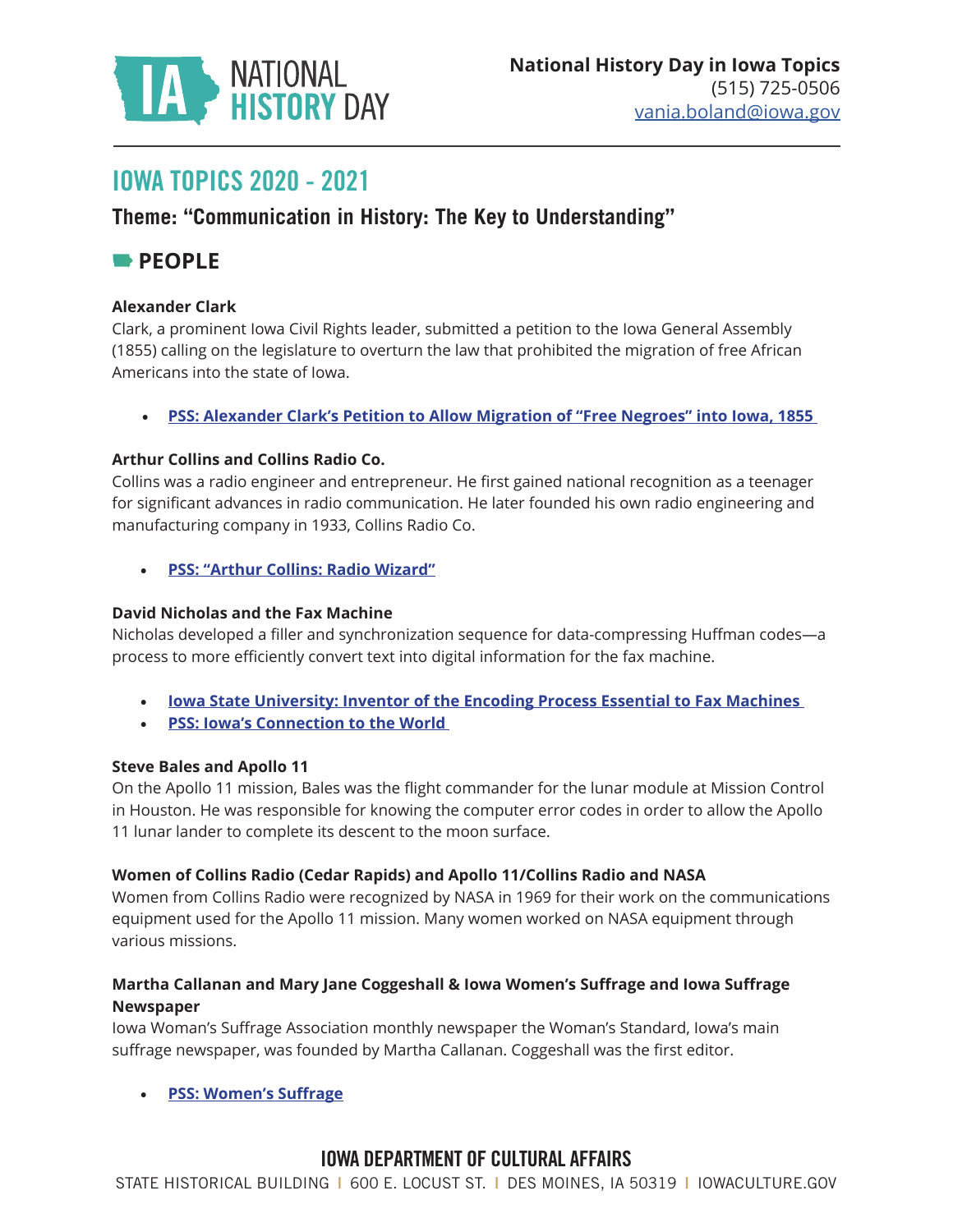IA NATIONAL HISTORY DAY

**National History Day in Iowa Topics**
(515) 725-0506
vania.boland@iowa.gov

# IOWA TOPICS 2020 - 2021

## Theme: "Communication in History: The Key to Understanding"

## PEOPLE

**Alexander Clark**
Clark, a prominent Iowa Civil Rights leader, submitted a petition to the Iowa General Assembly (1855) calling on the legislature to overturn the law that prohibited the migration of free African Americans into the state of Iowa.

- **PSS: Alexander Clark's Petition to Allow Migration of "Free Negroes" into Iowa, 1855**

**Arthur Collins and Collins Radio Co.**
Collins was a radio engineer and entrepreneur. He first gained national recognition as a teenager for significant advances in radio communication. He later founded his own radio engineering and manufacturing company in 1933, Collins Radio Co.

- **PSS: "Arthur Collins: Radio Wizard"**

**David Nicholas and the Fax Machine**
Nicholas developed a filler and synchronization sequence for data-compressing Huffman codes—a process to more efficiently convert text into digital information for the fax machine.

- **Iowa State University: Inventor of the Encoding Process Essential to Fax Machines**
- **PSS: Iowa's Connection to the World**

**Steve Bales and Apollo 11**
On the Apollo 11 mission, Bales was the flight commander for the lunar module at Mission Control in Houston. He was responsible for knowing the computer error codes in order to allow the Apollo 11 lunar lander to complete its descent to the moon surface.

**Women of Collins Radio (Cedar Rapids) and Apollo 11/Collins Radio and NASA**
Women from Collins Radio were recognized by NASA in 1969 for their work on the communications equipment used for the Apollo 11 mission. Many women worked on NASA equipment through various missions.

**Martha Callanan and Mary Jane Coggeshall & Iowa Women's Suffrage and Iowa Suffrage Newspaper**
Iowa Woman's Suffrage Association monthly newspaper the Woman's Standard, Iowa's main suffrage newspaper, was founded by Martha Callanan. Coggeshall was the first editor.

- **PSS: Women's Suffrage**

IOWA DEPARTMENT OF CULTURAL AFFAIRS
STATE HISTORICAL BUILDING | 600 E. LOCUST ST. | DES MOINES, IA 50319 | IOWACULTURE.GOV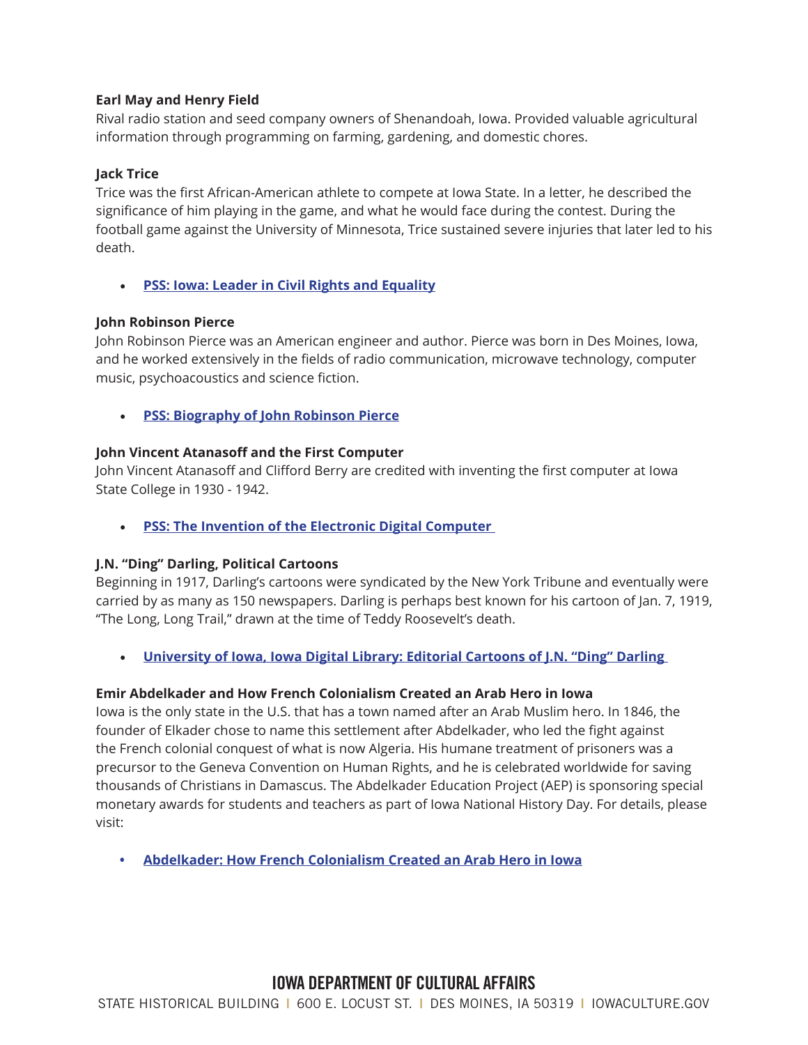**Earl May and Henry Field**
Rival radio station and seed company owners of Shenandoah, Iowa. Provided valuable agricultural information through programming on farming, gardening, and domestic chores.

**Jack Trice**
Trice was the first African-American athlete to compete at Iowa State. In a letter, he described the significance of him playing in the game, and what he would face during the contest. During the football game against the University of Minnesota, Trice sustained severe injuries that later led to his death.

- **PSS: Iowa: Leader in Civil Rights and Equality**

**John Robinson Pierce**
John Robinson Pierce was an American engineer and author. Pierce was born in Des Moines, Iowa, and he worked extensively in the fields of radio communication, microwave technology, computer music, psychoacoustics and science fiction.

- **PSS: Biography of John Robinson Pierce**

**John Vincent Atanasoff and the First Computer**
John Vincent Atanasoff and Clifford Berry are credited with inventing the first computer at Iowa State College in 1930 - 1942.

- **PSS: The Invention of the Electronic Digital Computer**

**J.N. "Ding" Darling, Political Cartoons**
Beginning in 1917, Darling's cartoons were syndicated by the New York Tribune and eventually were carried by as many as 150 newspapers. Darling is perhaps best known for his cartoon of Jan. 7, 1919, "The Long, Long Trail," drawn at the time of Teddy Roosevelt's death.

- **University of Iowa, Iowa Digital Library: Editorial Cartoons of J.N. "Ding" Darling**

**Emir Abdelkader and How French Colonialism Created an Arab Hero in Iowa**
Iowa is the only state in the U.S. that has a town named after an Arab Muslim hero. In 1846, the founder of Elkader chose to name this settlement after Abdelkader, who led the fight against the French colonial conquest of what is now Algeria. His humane treatment of prisoners was a precursor to the Geneva Convention on Human Rights, and he is celebrated worldwide for saving thousands of Christians in Damascus. The Abdelkader Education Project (AEP) is sponsoring special monetary awards for students and teachers as part of Iowa National History Day. For details, please visit:

- **Abdelkader: How French Colonialism Created an Arab Hero in Iowa**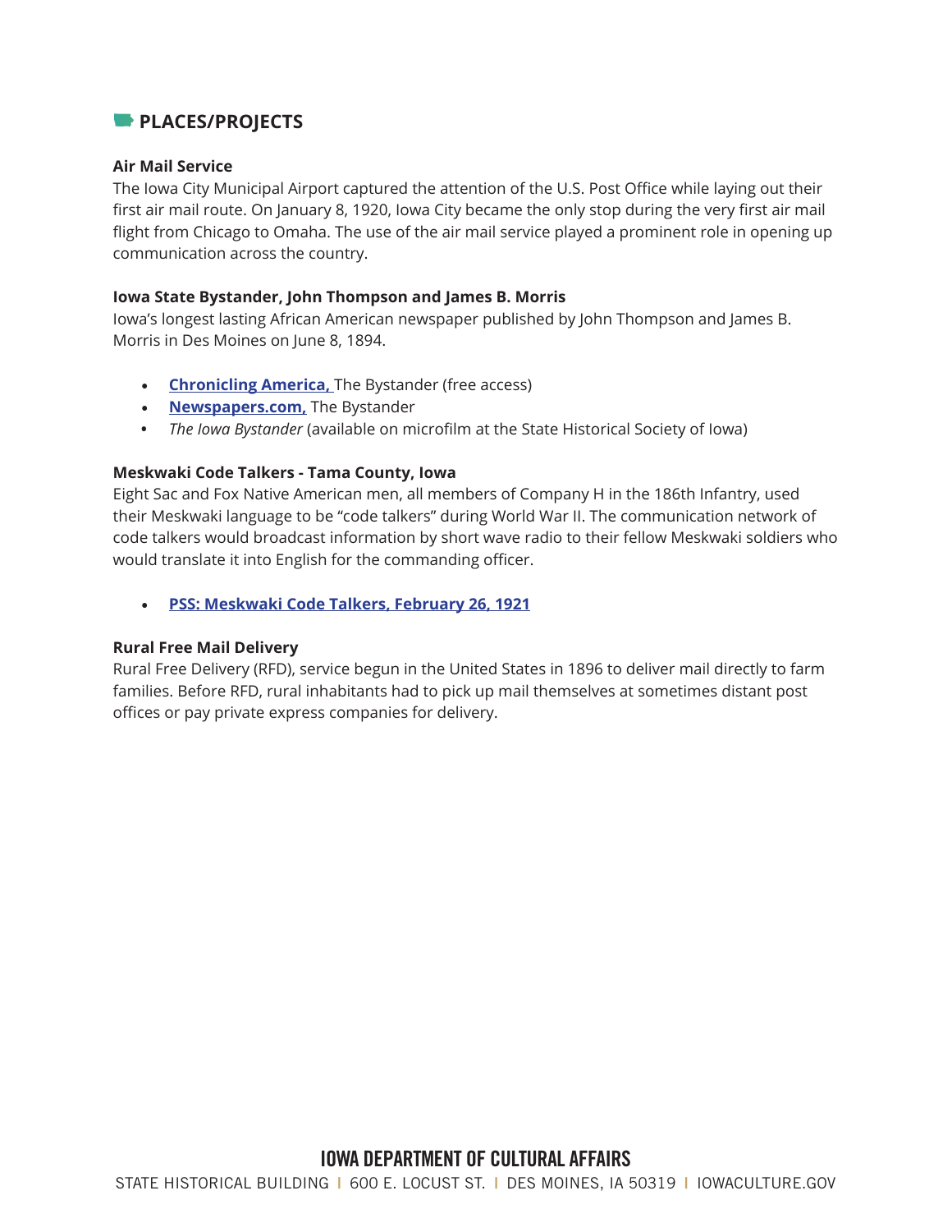## PLACES/PROJECTS

**Air Mail Service**

The Iowa City Municipal Airport captured the attention of the U.S. Post Office while laying out their first air mail route. On January 8, 1920, Iowa City became the only stop during the very first air mail flight from Chicago to Omaha. The use of the air mail service played a prominent role in opening up communication across the country.

**Iowa State Bystander, John Thompson and James B. Morris**

Iowa's longest lasting African American newspaper published by John Thompson and James B. Morris in Des Moines on June 8, 1894.

- **Chronicling America,** The Bystander (free access)
- **Newspapers.com,** The Bystander
- *The Iowa Bystander* (available on microfilm at the State Historical Society of Iowa)

**Meskwaki Code Talkers - Tama County, Iowa**

Eight Sac and Fox Native American men, all members of Company H in the 186th Infantry, used their Meskwaki language to be "code talkers" during World War II. The communication network of code talkers would broadcast information by short wave radio to their fellow Meskwaki soldiers who would translate it into English for the commanding officer.

- **PSS: Meskwaki Code Talkers, February 26, 1921**

**Rural Free Mail Delivery**

Rural Free Delivery (RFD), service begun in the United States in 1896 to deliver mail directly to farm families. Before RFD, rural inhabitants had to pick up mail themselves at sometimes distant post offices or pay private express companies for delivery.